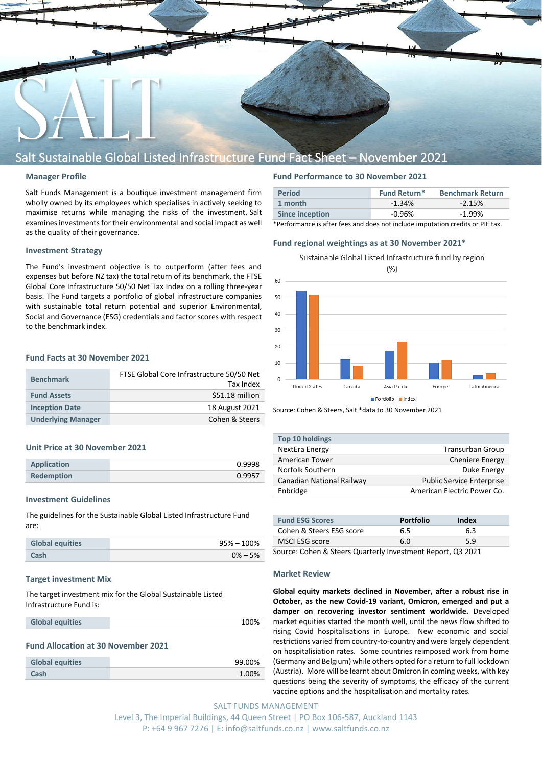# Salt Sustainable Global Listed Infrastructure Fund Fact Sheet – November 2021

## Manager Profile

Salt Funds Management is a boutique investment management firm wholly owned by its employees which specialises in actively seeking to maximise returns while managing the risks of the investment. Salt examines investments for their environmental and social impact as well as the quality of their governance.

## Investment Strategy

The Fund's investment objective is to outperform (after fees and expenses but before NZ tax) the total return of its benchmark, the FTSE Global Core Infrastructure 50/50 Net Tax Index on a rolling three-year basis. The Fund targets a portfolio of global infrastructure companies with sustainable total return potential and superior Environmental, Social and Governance (ESG) credentials and factor scores with respect to the benchmark index.

## Fund Facts at 30 November 2021

| | |
|---|---|
| **Benchmark** | FTSE Global Core Infrastructure 50/50 Net Tax Index |
| **Fund Assets** | $51.18 million |
| **Inception Date** | 18 August 2021 |
| **Underlying Manager** | Cohen & Steers |

## Unit Price at 30 November 2021

| | |
|---|---|
| **Application** | 0.9998 |
| **Redemption** | 0.9957 |

## Investment Guidelines

The guidelines for the Sustainable Global Listed Infrastructure Fund are:

| | |
|---|---|
| **Global equities** | 95% – 100% |
| **Cash** | 0% – 5% |

## Target investment Mix

The target investment mix for the Global Sustainable Listed Infrastructure Fund is:

| | |
|---|---|
| **Global equities** | 100% |

## Fund Allocation at 30 November 2021

| | |
|---|---|
| **Global equities** | 99.00% |
| **Cash** | 1.00% |

## Fund Performance to 30 November 2021

| Period | Fund Return* | Benchmark Return |
|---|---|---|
| **1 month** | -1.34% | -2.15% |
| **Since inception** | -0.96% | -1.99% |

*Performance is after fees and does not include imputation credits or PIE tax.

## Fund regional weightings as at 30 November 2021*

Sustainable Global Listed Infrastructure fund by region (%)

| Region | Portfolio | Index |
|---|---|---|
| United States | ~54 | ~52 |
| Canada | ~12 | ~8 |
| Asia Pacific | ~17 | ~23 |
| Europe | ~10 | ~12 |
| Latin America | ~2 | ~3 |

Source: Cohen & Steers, Salt *data to 30 November 2021

| Top 10 holdings | |
|---|---|
| NextEra Energy | Transurban Group |
| American Tower | Cheniere Energy |
| Norfolk Southern | Duke Energy |
| Canadian National Railway | Public Service Enterprise |
| Enbridge | American Electric Power Co. |

| Fund ESG Scores | Portfolio | Index |
|---|---|---|
| Cohen & Steers ESG score | 6.5 | 6.3 |
| MSCI ESG score | 6.0 | 5.9 |

Source: Cohen & Steers Quarterly Investment Report, Q3 2021

## Market Review

**Global equity markets declined in November, after a robust rise in October, as the new Covid-19 variant, Omicron, emerged and put a damper on recovering investor sentiment worldwide.** Developed market equities started the month well, until the news flow shifted to rising Covid hospitalisations in Europe. New economic and social restrictions varied from country-to-country and were largely dependent on hospitalisiation rates. Some countries reimposed work from home (Germany and Belgium) while others opted for a return to full lockdown (Austria). More will be learnt about Omicron in coming weeks, with key questions being the severity of symptoms, the efficacy of the current vaccine options and the hospitalisation and mortality rates.

SALT FUNDS MANAGEMENT
Level 3, The Imperial Buildings, 44 Queen Street | PO Box 106-587, Auckland 1143
P: +64 9 967 7276 | E: info@saltfunds.co.nz | www.saltfunds.co.nz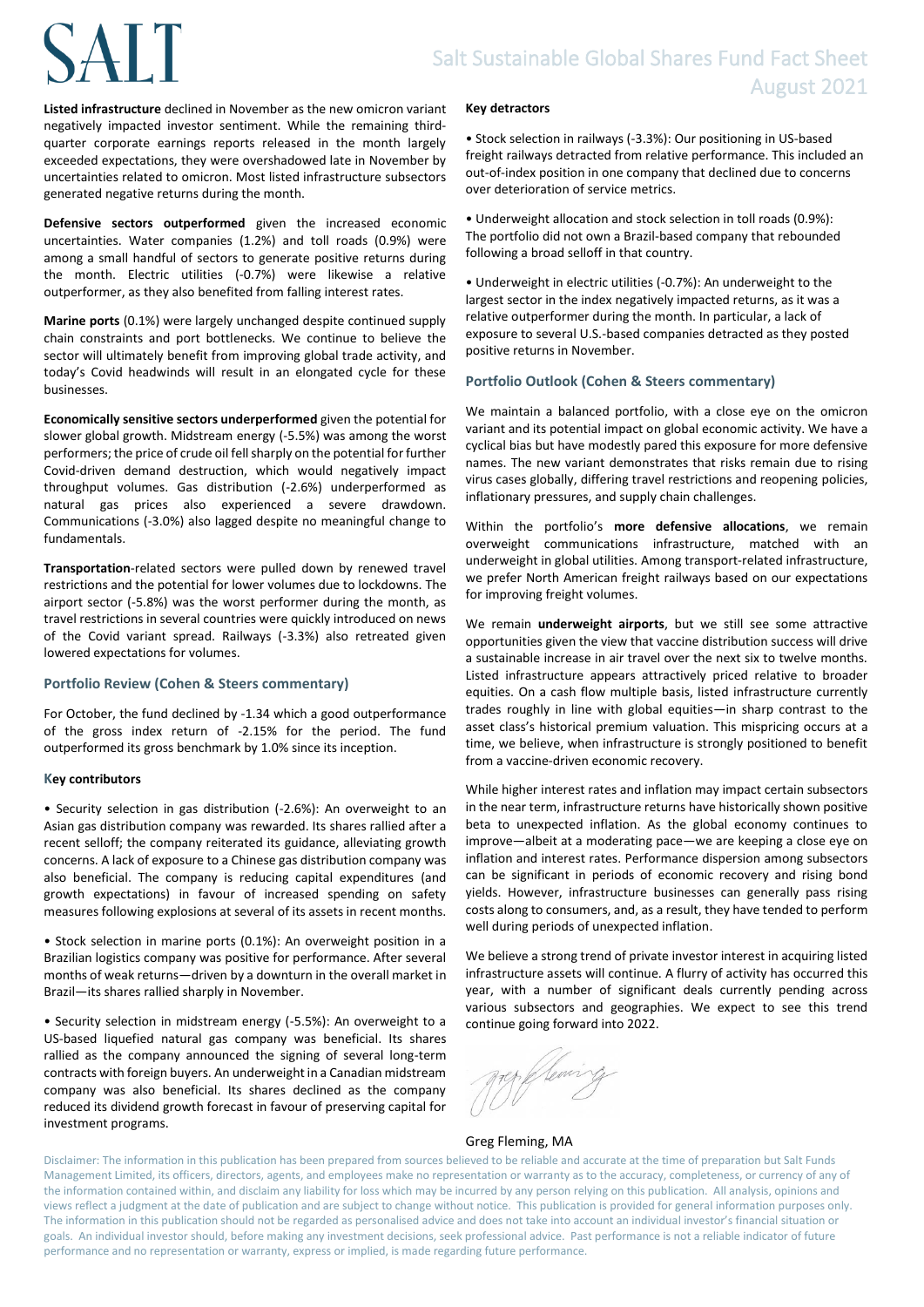**Listed infrastructure** declined in November as the new omicron variant negatively impacted investor sentiment. While the remaining third-quarter corporate earnings reports released in the month largely exceeded expectations, they were overshadowed late in November by uncertainties related to omicron. Most listed infrastructure subsectors generated negative returns during the month.

**Defensive sectors outperformed** given the increased economic uncertainties. Water companies (1.2%) and toll roads (0.9%) were among a small handful of sectors to generate positive returns during the month. Electric utilities (-0.7%) were likewise a relative outperformer, as they also benefited from falling interest rates.

**Marine ports** (0.1%) were largely unchanged despite continued supply chain constraints and port bottlenecks. We continue to believe the sector will ultimately benefit from improving global trade activity, and today's Covid headwinds will result in an elongated cycle for these businesses.

**Economically sensitive sectors underperformed** given the potential for slower global growth. Midstream energy (-5.5%) was among the worst performers; the price of crude oil fell sharply on the potential for further Covid-driven demand destruction, which would negatively impact throughput volumes. Gas distribution (-2.6%) underperformed as natural gas prices also experienced a severe drawdown. Communications (-3.0%) also lagged despite no meaningful change to fundamentals.

**Transportation**-related sectors were pulled down by renewed travel restrictions and the potential for lower volumes due to lockdowns. The airport sector (-5.8%) was the worst performer during the month, as travel restrictions in several countries were quickly introduced on news of the Covid variant spread. Railways (-3.3%) also retreated given lowered expectations for volumes.

## Portfolio Review (Cohen & Steers commentary)

For October, the fund declined by -1.34 which a good outperformance of the gross index return of -2.15% for the period. The fund outperformed its gross benchmark by 1.0% since its inception.

### Key contributors

- Security selection in gas distribution (-2.6%): An overweight to an Asian gas distribution company was rewarded. Its shares rallied after a recent selloff; the company reiterated its guidance, alleviating growth concerns. A lack of exposure to a Chinese gas distribution company was also beneficial. The company is reducing capital expenditures (and growth expectations) in favour of increased spending on safety measures following explosions at several of its assets in recent months.

- Stock selection in marine ports (0.1%): An overweight position in a Brazilian logistics company was positive for performance. After several months of weak returns—driven by a downturn in the overall market in Brazil—its shares rallied sharply in November.

- Security selection in midstream energy (-5.5%): An overweight to a US-based liquefied natural gas company was beneficial. Its shares rallied as the company announced the signing of several long-term contracts with foreign buyers. An underweight in a Canadian midstream company was also beneficial. Its shares declined as the company reduced its dividend growth forecast in favour of preserving capital for investment programs.

### Key detractors

- Stock selection in railways (-3.3%): Our positioning in US-based freight railways detracted from relative performance. This included an out-of-index position in one company that declined due to concerns over deterioration of service metrics.

- Underweight allocation and stock selection in toll roads (0.9%): The portfolio did not own a Brazil-based company that rebounded following a broad selloff in that country.

- Underweight in electric utilities (-0.7%): An underweight to the largest sector in the index negatively impacted returns, as it was a relative outperformer during the month. In particular, a lack of exposure to several U.S.-based companies detracted as they posted positive returns in November.

## Portfolio Outlook (Cohen & Steers commentary)

We maintain a balanced portfolio, with a close eye on the omicron variant and its potential impact on global economic activity. We have a cyclical bias but have modestly pared this exposure for more defensive names. The new variant demonstrates that risks remain due to rising virus cases globally, differing travel restrictions and reopening policies, inflationary pressures, and supply chain challenges.

Within the portfolio's **more defensive allocations**, we remain overweight communications infrastructure, matched with an underweight in global utilities. Among transport-related infrastructure, we prefer North American freight railways based on our expectations for improving freight volumes.

We remain **underweight airports**, but we still see some attractive opportunities given the view that vaccine distribution success will drive a sustainable increase in air travel over the next six to twelve months. Listed infrastructure appears attractively priced relative to broader equities. On a cash flow multiple basis, listed infrastructure currently trades roughly in line with global equities—in sharp contrast to the asset class's historical premium valuation. This mispricing occurs at a time, we believe, when infrastructure is strongly positioned to benefit from a vaccine-driven economic recovery.

While higher interest rates and inflation may impact certain subsectors in the near term, infrastructure returns have historically shown positive beta to unexpected inflation. As the global economy continues to improve—albeit at a moderating pace—we are keeping a close eye on inflation and interest rates. Performance dispersion among subsectors can be significant in periods of economic recovery and rising bond yields. However, infrastructure businesses can generally pass rising costs along to consumers, and, as a result, they have tended to perform well during periods of unexpected inflation.

We believe a strong trend of private investor interest in acquiring listed infrastructure assets will continue. A flurry of activity has occurred this year, with a number of significant deals currently pending across various subsectors and geographies. We expect to see this trend continue going forward into 2022.

Greg Fleming, MA

Disclaimer: The information in this publication has been prepared from sources believed to be reliable and accurate at the time of preparation but Salt Funds Management Limited, its officers, directors, agents, and employees make no representation or warranty as to the accuracy, completeness, or currency of any of the information contained within, and disclaim any liability for loss which may be incurred by any person relying on this publication. All analysis, opinions and views reflect a judgment at the date of publication and are subject to change without notice. This publication is provided for general information purposes only. The information in this publication should not be regarded as personalised advice and does not take into account an individual investor's financial situation or goals. An individual investor should, before making any investment decisions, seek professional advice. Past performance is not a reliable indicator of future performance and no representation or warranty, express or implied, is made regarding future performance.